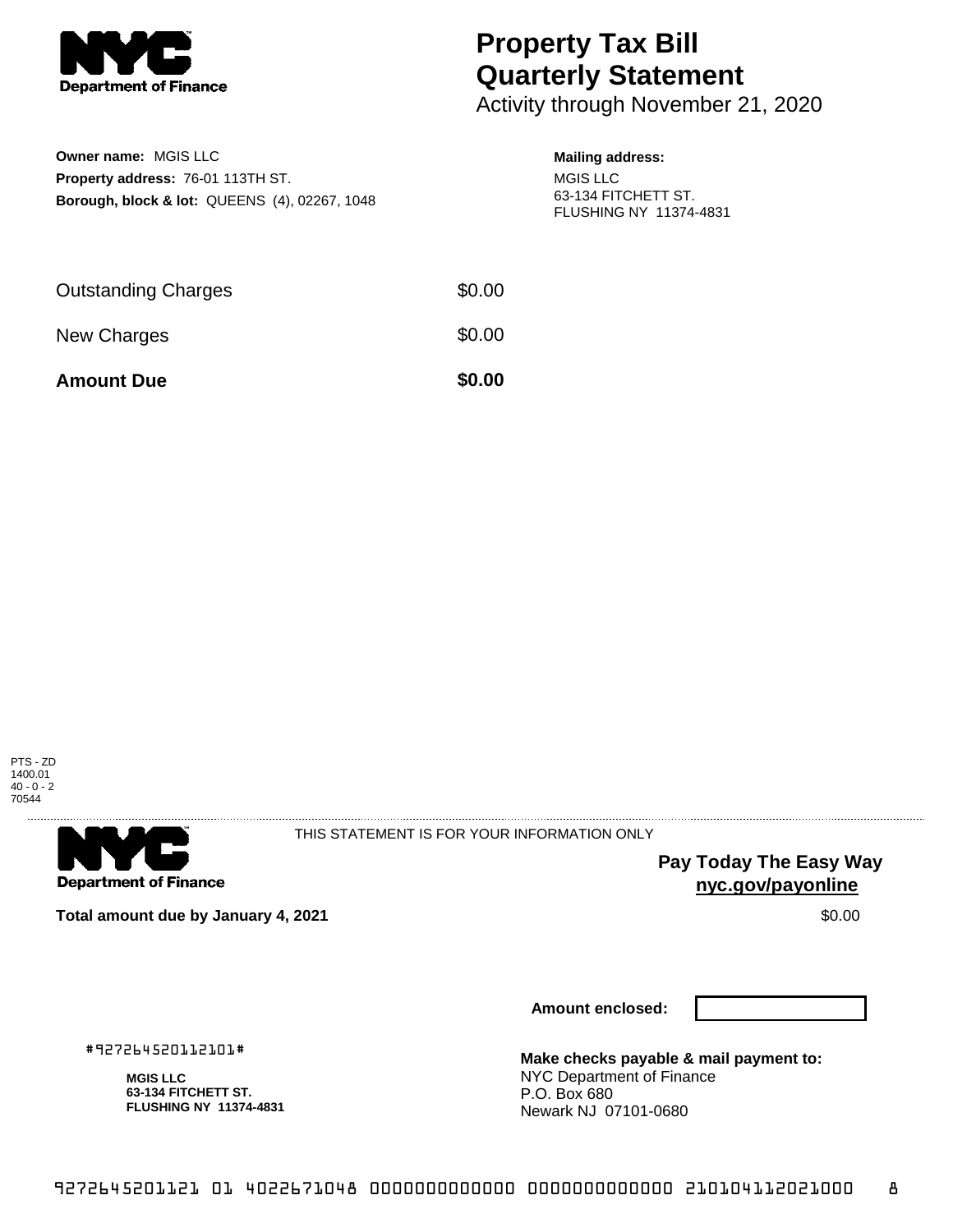NYC Department of Finance

# Property Tax Bill Quarterly Statement

Activity through November 21, 2020

**Owner name:** MGIS LLC
**Property address:** 76-01 113TH ST.
**Borough, block & lot:** QUEENS (4), 02267, 1048

**Mailing address:**
MGIS LLC
63-134 FITCHETT ST.
FLUSHING NY 11374-4831

| | |
|---|---|
| Outstanding Charges | $0.00 |
| New Charges | $0.00 |
| **Amount Due** | **$0.00** |

PTS - ZD
1400.01
40 - 0 - 2
70544

NYC Department of Finance

THIS STATEMENT IS FOR YOUR INFORMATION ONLY

**Pay Today The Easy Way**
**nyc.gov/payonline**

**Total amount due by January 4, 2021** $0.00

**Amount enclosed:**

#927264520112101#

**MGIS LLC**
**63-134 FITCHETT ST.**
**FLUSHING NY 11374-4831**

**Make checks payable & mail payment to:**
NYC Department of Finance
P.O. Box 680
Newark NJ 07101-0680

9272645201121 01 4022671048 0000000000000 0000000000000 210104112021000 8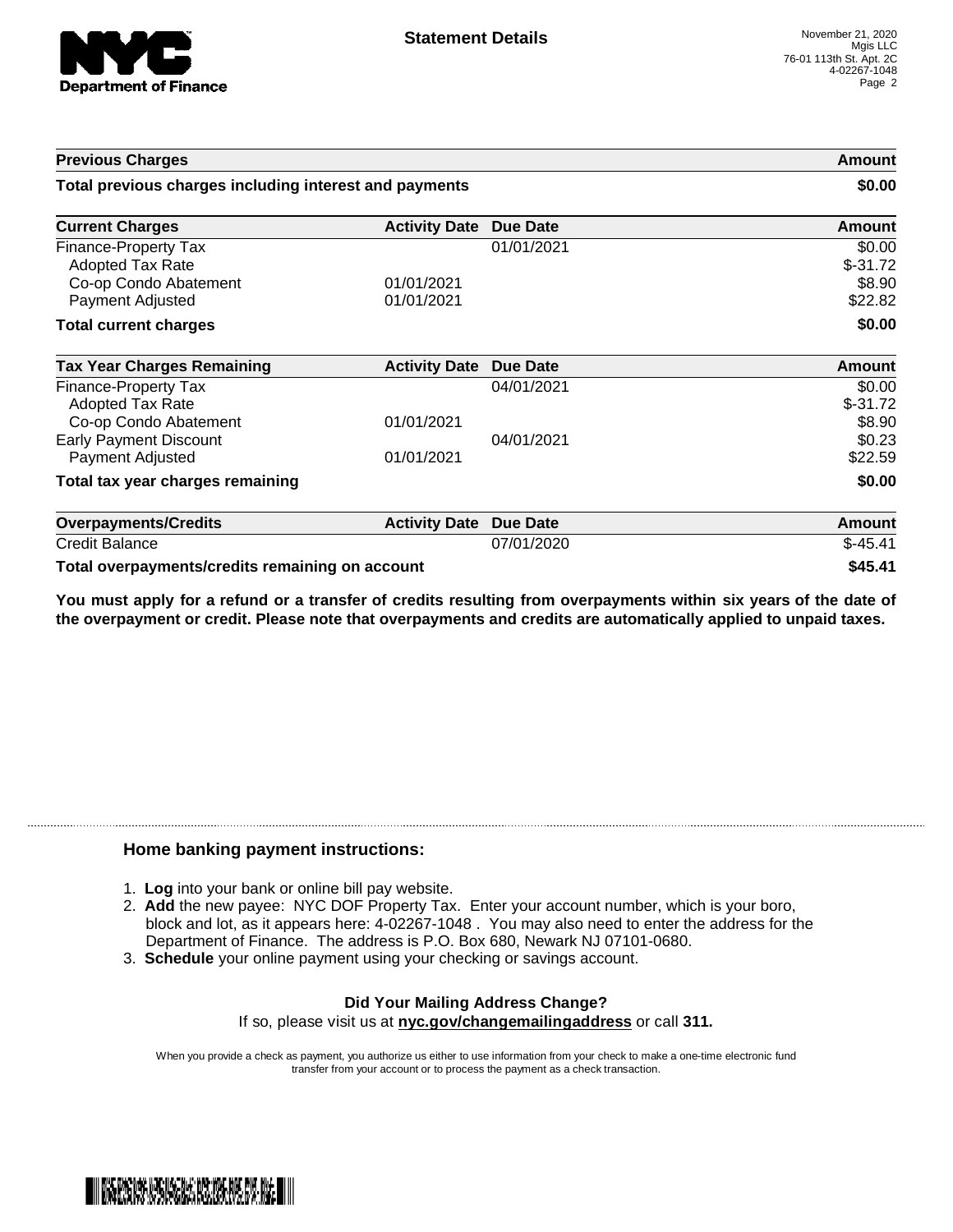## Statement Details

November 21, 2020
Mgis LLC
76-01 113th St. Apt. 2C
4-02267-1048

| Previous Charges | Amount |
|---|---|
| **Total previous charges including interest and payments** | **$0.00** |

| Current Charges | Activity Date | Due Date | Amount |
|---|---|---|---|
| Finance-Property Tax | | 01/01/2021 | $0.00 |
| Adopted Tax Rate | | | $-31.72 |
| Co-op Condo Abatement | 01/01/2021 | | $8.90 |
| Payment Adjusted | 01/01/2021 | | $22.82 |
| **Total current charges** | | | **$0.00** |

| Tax Year Charges Remaining | Activity Date | Due Date | Amount |
|---|---|---|---|
| Finance-Property Tax | | 04/01/2021 | $0.00 |
| Adopted Tax Rate | | | $-31.72 |
| Co-op Condo Abatement | 01/01/2021 | | $8.90 |
| Early Payment Discount | | 04/01/2021 | $0.23 |
| Payment Adjusted | 01/01/2021 | | $22.59 |
| **Total tax year charges remaining** | | | **$0.00** |

| Overpayments/Credits | Activity Date | Due Date | Amount |
|---|---|---|---|
| Credit Balance | | 07/01/2020 | $-45.41 |
| **Total overpayments/credits remaining on account** | | | **$45.41** |

**You must apply for a refund or a transfer of credits resulting from overpayments within six years of the date of the overpayment or credit. Please note that overpayments and credits are automatically applied to unpaid taxes.**

### Home banking payment instructions:

1. **Log** into your bank or online bill pay website.
2. **Add** the new payee: NYC DOF Property Tax. Enter your account number, which is your boro, block and lot, as it appears here: 4-02267-1048 . You may also need to enter the address for the Department of Finance. The address is P.O. Box 680, Newark NJ 07101-0680.
3. **Schedule** your online payment using your checking or savings account.

**Did Your Mailing Address Change?**

If so, please visit us at **nyc.gov/changemailingaddress** or call **311.**

When you provide a check as payment, you authorize us either to use information from your check to make a one-time electronic fund transfer from your account or to process the payment as a check transaction.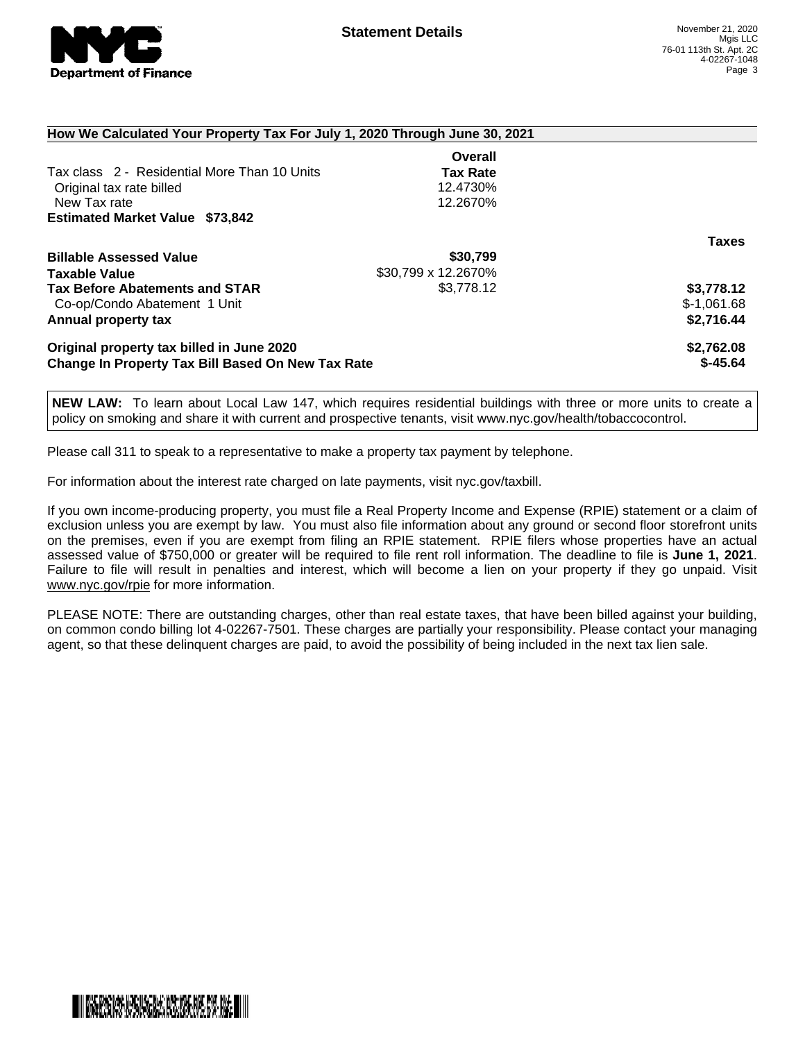## Statement Details

November 21, 2020
Mgis LLC
76-01 113th St. Apt. 2C
4-02267-1048

### How We Calculated Your Property Tax For July 1, 2020 Through June 30, 2021

| | Overall Tax Rate | Taxes |
|---|---|---|
| Tax class 2 - Residential More Than 10 Units | | |
| Original tax rate billed | 12.4730% | |
| New Tax rate | 12.2670% | |
| **Estimated Market Value $73,842** | | |
| **Billable Assessed Value** | **$30,799** | |
| **Taxable Value** | $30,799 x 12.2670% | |
| **Tax Before Abatements and STAR** | $3,778.12 | **$3,778.12** |
| Co-op/Condo Abatement 1 Unit | | $-1,061.68 |
| **Annual property tax** | | **$2,716.44** |
| **Original property tax billed in June 2020** | | **$2,762.08** |
| **Change In Property Tax Bill Based On New Tax Rate** | | **$-45.64** |

**NEW LAW:** To learn about Local Law 147, which requires residential buildings with three or more units to create a policy on smoking and share it with current and prospective tenants, visit www.nyc.gov/health/tobaccocontrol.

Please call 311 to speak to a representative to make a property tax payment by telephone.

For information about the interest rate charged on late payments, visit nyc.gov/taxbill.

If you own income-producing property, you must file a Real Property Income and Expense (RPIE) statement or a claim of exclusion unless you are exempt by law. You must also file information about any ground or second floor storefront units on the premises, even if you are exempt from filing an RPIE statement. RPIE filers whose properties have an actual assessed value of $750,000 or greater will be required to file rent roll information. The deadline to file is **June 1, 2021**. Failure to file will result in penalties and interest, which will become a lien on your property if they go unpaid. Visit www.nyc.gov/rpie for more information.

PLEASE NOTE: There are outstanding charges, other than real estate taxes, that have been billed against your building, on common condo billing lot 4-02267-7501. These charges are partially your responsibility. Please contact your managing agent, so that these delinquent charges are paid, to avoid the possibility of being included in the next tax lien sale.